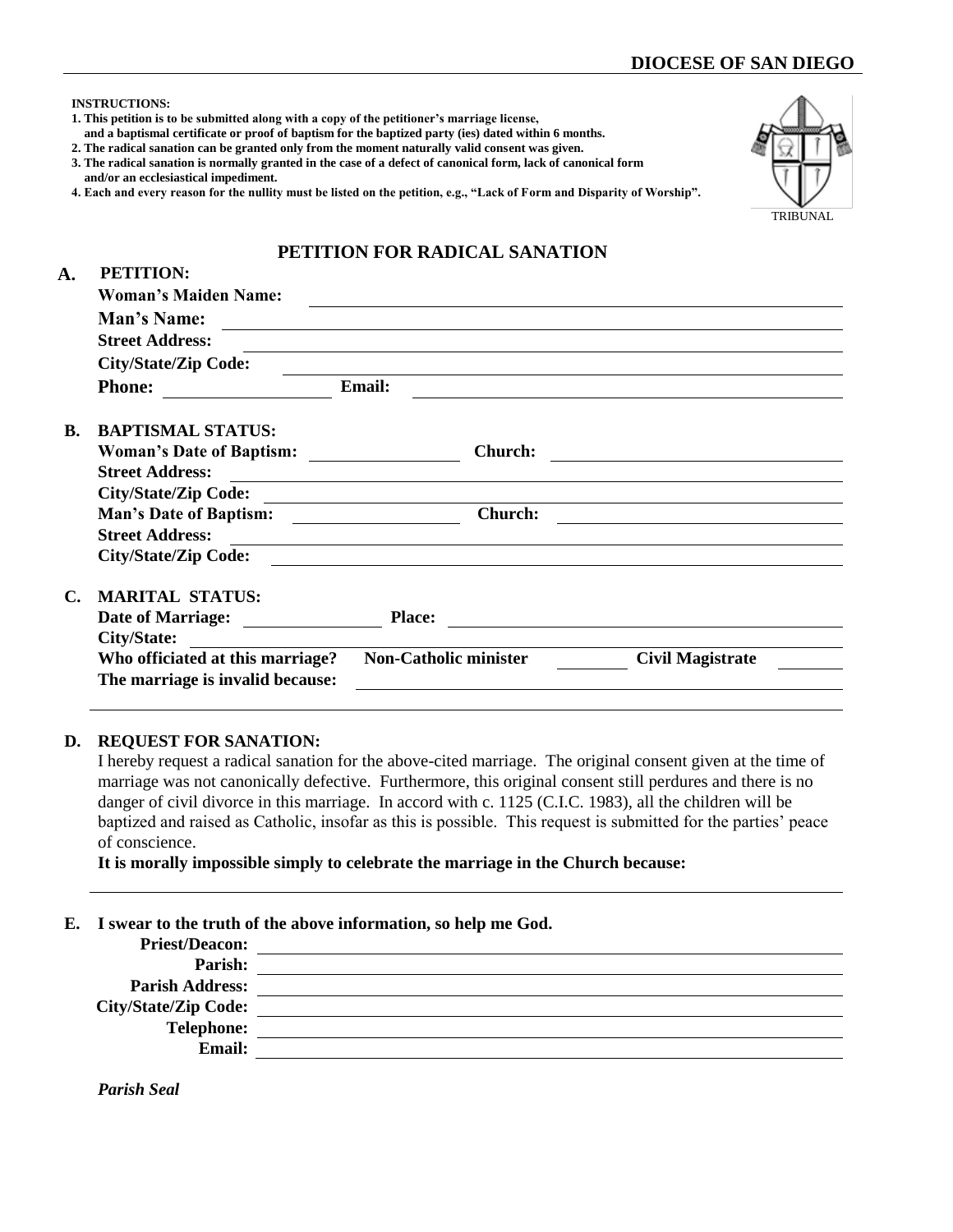# DIOCESE OF SAN DIEGO

**INSTRUCTIONS:**

1. **This petition is to be submitted along with a copy of the petitioner's marriage license, and a baptismal certificate or proof of baptism for the baptized party (ies) dated within 6 months.**
2. **The radical sanation can be granted only from the moment naturally valid consent was given.**
3. **The radical sanation is normally granted in the case of a defect of canonical form, lack of canonical form and/or an ecclesiastical impediment.**
4. **Each and every reason for the nullity must be listed on the petition, e.g., "Lack of Form and Disparity of Worship".**

TRIBUNAL

## PETITION FOR RADICAL SANATION

**A. PETITION:**

**Woman's Maiden Name:** ____________________

**Man's Name:** ____________________

**Street Address:** ____________________

**City/State/Zip Code:** ____________________

**Phone:** __________ **Email:** ____________________

**B. BAPTISMAL STATUS:**

**Woman's Date of Baptism:** __________ **Church:** ____________________

**Street Address:** ____________________

**City/State/Zip Code:** ____________________

**Man's Date of Baptism:** __________ **Church:** ____________________

**Street Address:** ____________________

**City/State/Zip Code:** ____________________

**C. MARITAL STATUS:**

**Date of Marriage:** __________ **Place:** ____________________

**City/State:** ____________________

**Who officiated at this marriage?** **Non-Catholic minister** ______ **Civil Magistrate** ______

**The marriage is invalid because:** ____________________

____________________

**D. REQUEST FOR SANATION:**

I hereby request a radical sanation for the above-cited marriage. The original consent given at the time of marriage was not canonically defective. Furthermore, this original consent still perdures and there is no danger of civil divorce in this marriage. In accord with c. 1125 (C.I.C. 1983), all the children will be baptized and raised as Catholic, insofar as this is possible. This request is submitted for the parties' peace of conscience.

**It is morally impossible simply to celebrate the marriage in the Church because:**

____________________

**E. I swear to the truth of the above information, so help me God.**

**Priest/Deacon:** ____________________

**Parish:** ____________________

**Parish Address:** ____________________

**City/State/Zip Code:** ____________________

**Telephone:** ____________________

**Email:** ____________________

***Parish Seal***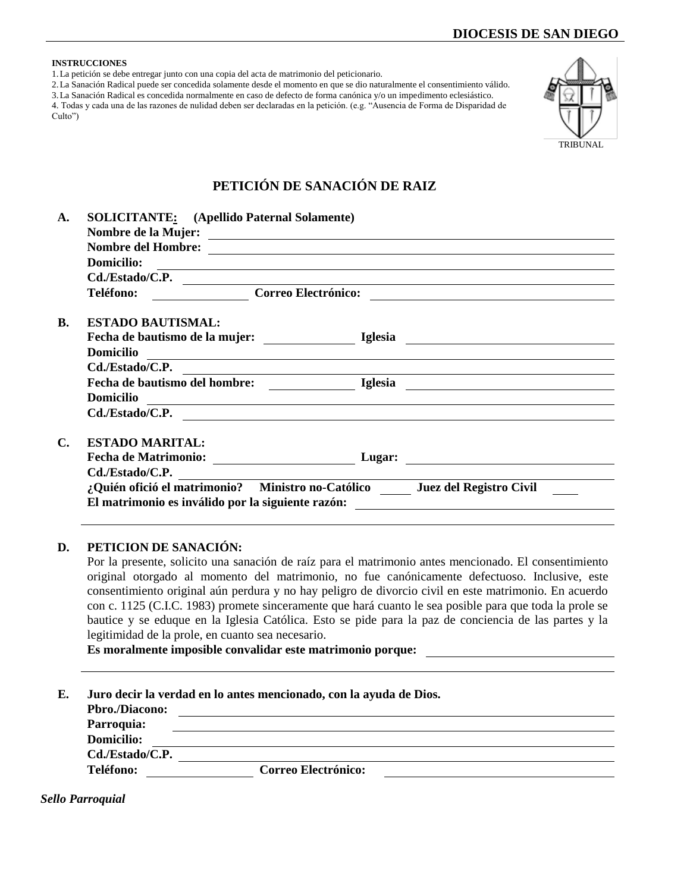**DIOCESIS DE SAN DIEGO**

**INSTRUCCIONES**

1. La petición se debe entregar junto con una copia del acta de matrimonio del peticionario.
2. La Sanación Radical puede ser concedida solamente desde el momento en que se dio naturalmente el consentimiento válido.
3. La Sanación Radical es concedida normalmente en caso de defecto de forma canónica y/o un impedimento eclesiástico.
4. Todas y cada una de las razones de nulidad deben ser declaradas en la petición. (e.g. "Ausencia de Forma de Disparidad de Culto")

TRIBUNAL

# PETICIÓN DE SANACIÓN DE RAIZ

**A. SOLICITANTE: (Apellido Paternal Solamente)**

**Nombre de la Mujer:** \_\_\_\_\_\_\_\_\_\_\_\_\_\_\_\_\_\_\_\_\_\_\_\_\_\_\_\_\_\_

**Nombre del Hombre:** \_\_\_\_\_\_\_\_\_\_\_\_\_\_\_\_\_\_\_\_\_\_\_\_\_\_\_\_\_\_

**Domicilio:** \_\_\_\_\_\_\_\_\_\_\_\_\_\_\_\_\_\_\_\_\_\_\_\_\_\_\_\_\_\_

**Cd./Estado/C.P.** \_\_\_\_\_\_\_\_\_\_\_\_\_\_\_\_\_\_\_\_\_\_\_\_\_\_\_\_\_\_

**Teléfono:** \_\_\_\_\_\_\_\_\_\_\_\_\_\_ **Correo Electrónico:** \_\_\_\_\_\_\_\_\_\_\_\_\_\_\_\_\_\_\_\_

**B. ESTADO BAUTISMAL:**

**Fecha de bautismo de la mujer:** \_\_\_\_\_\_\_\_\_\_\_\_\_\_ **Iglesia** \_\_\_\_\_\_\_\_\_\_\_\_\_\_\_\_\_\_\_\_

**Domicilio** \_\_\_\_\_\_\_\_\_\_\_\_\_\_\_\_\_\_\_\_\_\_\_\_\_\_\_\_\_\_

**Cd./Estado/C.P.** \_\_\_\_\_\_\_\_\_\_\_\_\_\_\_\_\_\_\_\_\_\_\_\_\_\_\_\_\_\_

**Fecha de bautismo del hombre:** \_\_\_\_\_\_\_\_\_\_\_\_\_\_ **Iglesia** \_\_\_\_\_\_\_\_\_\_\_\_\_\_\_\_\_\_\_\_

**Domicilio** \_\_\_\_\_\_\_\_\_\_\_\_\_\_\_\_\_\_\_\_\_\_\_\_\_\_\_\_\_\_

**Cd./Estado/C.P.** \_\_\_\_\_\_\_\_\_\_\_\_\_\_\_\_\_\_\_\_\_\_\_\_\_\_\_\_\_\_

**C. ESTADO MARITAL:**

**Fecha de Matrimonio:** \_\_\_\_\_\_\_\_\_\_\_\_\_\_\_\_\_\_ **Lugar:** \_\_\_\_\_\_\_\_\_\_\_\_\_\_\_\_\_\_\_\_

**Cd./Estado/C.P.** \_\_\_\_\_\_\_\_\_\_\_\_\_\_\_\_\_\_\_\_\_\_\_\_\_\_\_\_\_\_

**¿Quién ofició el matrimonio? Ministro no-Católico** \_\_\_\_ **Juez del Registro Civil** \_\_\_\_

**El matrimonio es inválido por la siguiente razón:** \_\_\_\_\_\_\_\_\_\_\_\_\_\_\_\_\_\_\_\_

\_\_\_\_\_\_\_\_\_\_\_\_\_\_\_\_\_\_\_\_\_\_\_\_\_\_\_\_\_\_\_\_\_\_\_\_\_\_\_\_\_\_\_\_\_\_\_\_\_\_\_\_\_\_\_\_

**D. PETICION DE SANACIÓN:**

Por la presente, solicito una sanación de raíz para el matrimonio antes mencionado. El consentimiento original otorgado al momento del matrimonio, no fue canónicamente defectuoso. Inclusive, este consentimiento original aún perdura y no hay peligro de divorcio civil en este matrimonio. En acuerdo con c. 1125 (C.I.C. 1983) promete sinceramente que hará cuanto le sea posible para que toda la prole se bautice y se eduque en la Iglesia Católica. Esto se pide para la paz de conciencia de las partes y la legitimidad de la prole, en cuanto sea necesario.

**Es moralmente imposible convalidar este matrimonio porque:** \_\_\_\_\_\_\_\_\_\_\_\_\_\_\_\_\_\_\_\_

\_\_\_\_\_\_\_\_\_\_\_\_\_\_\_\_\_\_\_\_\_\_\_\_\_\_\_\_\_\_\_\_\_\_\_\_\_\_\_\_\_\_\_\_\_\_\_\_\_\_\_\_\_\_\_\_

**E. Juro decir la verdad en lo antes mencionado, con la ayuda de Dios.**

**Pbro./Diacono:** \_\_\_\_\_\_\_\_\_\_\_\_\_\_\_\_\_\_\_\_\_\_\_\_\_\_\_\_\_\_

**Parroquia:** \_\_\_\_\_\_\_\_\_\_\_\_\_\_\_\_\_\_\_\_\_\_\_\_\_\_\_\_\_\_

**Domicilio:** \_\_\_\_\_\_\_\_\_\_\_\_\_\_\_\_\_\_\_\_\_\_\_\_\_\_\_\_\_\_

**Cd./Estado/C.P.** \_\_\_\_\_\_\_\_\_\_\_\_\_\_\_\_\_\_\_\_\_\_\_\_\_\_\_\_\_\_

**Teléfono:** \_\_\_\_\_\_\_\_\_\_\_\_\_\_ **Correo Electrónico:** \_\_\_\_\_\_\_\_\_\_\_\_\_\_\_\_\_\_\_\_

***Sello Parroquial***